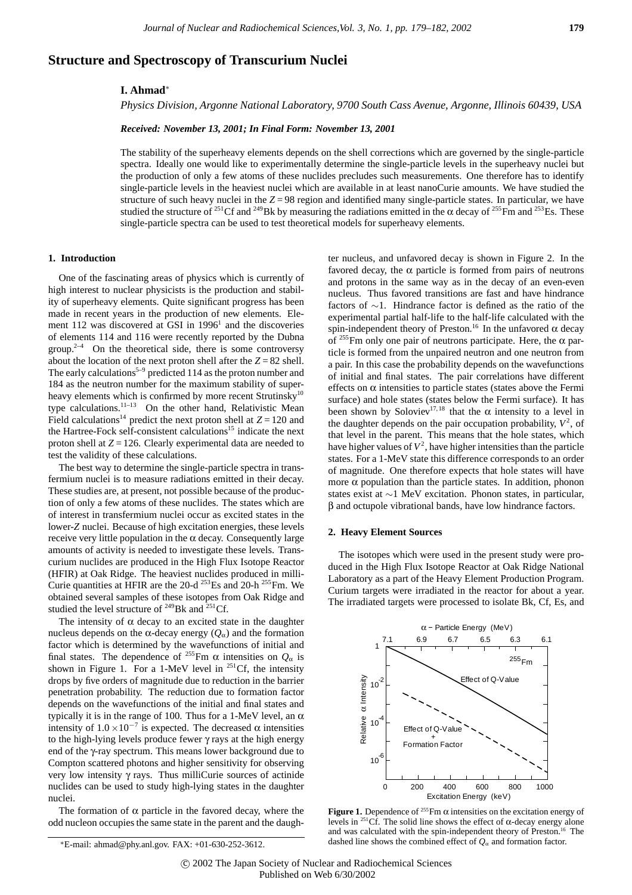# Structure and Spectroscopy of Transcurium Nuclei

**I. Ahmad***

*Physics Division, Argonne National Laboratory, 9700 South Cass Avenue, Argonne, Illinois 60439, USA*

***Received: November 13, 2001; In Final Form: November 13, 2001***

The stability of the superheavy elements depends on the shell corrections which are governed by the single-particle spectra. Ideally one would like to experimentally determine the single-particle levels in the superheavy nuclei but the production of only a few atoms of these nuclides precludes such measurements. One therefore has to identify single-particle levels in the heaviest nuclei which are available in at least nanoCurie amounts. We have studied the structure of such heavy nuclei in the $Z = 98$ region and identified many single-particle states. In particular, we have studied the structure of $^{251}$Cf and $^{249}$Bk by measuring the radiations emitted in the α decay of $^{255}$Fm and $^{253}$Es. These single-particle spectra can be used to test theoretical models for superheavy elements.

## 1. Introduction

One of the fascinating areas of physics which is currently of high interest to nuclear physicists is the production and stability of superheavy elements. Quite significant progress has been made in recent years in the production of new elements. Element 112 was discovered at GSI in 1996[1] and the discoveries of elements 114 and 116 were recently reported by the Dubna group.[2–4] On the theoretical side, there is some controversy about the location of the next proton shell after the $Z = 82$ shell. The early calculations[5–9] predicted 114 as the proton number and 184 as the neutron number for the maximum stability of superheavy elements which is confirmed by more recent Strutinsky[10] type calculations.[11–13] On the other hand, Relativistic Mean Field calculations[14] predict the next proton shell at $Z = 120$ and the Hartree-Fock self-consistent calculations[15] indicate the next proton shell at $Z = 126$. Clearly experimental data are needed to test the validity of these calculations.

The best way to determine the single-particle spectra in transfermium nuclei is to measure radiations emitted in their decay. These studies are, at present, not possible because of the production of only a few atoms of these nuclides. The states which are of interest in transfermium nuclei occur as excited states in the lower-$Z$ nuclei. Because of high excitation energies, these levels receive very little population in the α decay. Consequently large amounts of activity is needed to investigate these levels. Transcurium nuclides are produced in the High Flux Isotope Reactor (HFIR) at Oak Ridge. The heaviest nuclides produced in milli-Curie quantities at HFIR are the 20-d $^{253}$Es and 20-h $^{255}$Fm. We obtained several samples of these isotopes from Oak Ridge and studied the level structure of $^{249}$Bk and $^{251}$Cf.

The intensity of α decay to an excited state in the daughter nucleus depends on the α-decay energy ($Q_\alpha$) and the formation factor which is determined by the wavefunctions of initial and final states. The dependence of $^{255}$Fm α intensities on $Q_\alpha$ is shown in Figure 1. For a 1-MeV level in $^{251}$Cf, the intensity drops by five orders of magnitude due to reduction in the barrier penetration probability. The reduction due to formation factor depends on the wavefunctions of the initial and final states and typically it is in the range of 100. Thus for a 1-MeV level, an α intensity of $1.0 \times 10^{-7}$ is expected. The decreased α intensities to the high-lying levels produce fewer γ rays at the high energy end of the γ-ray spectrum. This means lower background due to Compton scattered photons and higher sensitivity for observing very low intensity γ rays. Thus milliCurie sources of actinide nuclides can be used to study high-lying states in the daughter nuclei.

The formation of α particle in the favored decay, where the odd nucleon occupies the same state in the parent and the daughter nucleus, and unfavored decay is shown in Figure 2. In the favored decay, the α particle is formed from pairs of neutrons and protons in the same way as in the decay of an even-even nucleus. Thus favored transitions are fast and have hindrance factors of ~1. Hindrance factor is defined as the ratio of the experimental partial half-life to the half-life calculated with the spin-independent theory of Preston.[16] In the unfavored α decay of $^{255}$Fm only one pair of neutrons participate. Here, the α particle is formed from the unpaired neutron and one neutron from a pair. In this case the probability depends on the wavefunctions of initial and final states. The pair correlations have different effects on α intensities to particle states (states above the Fermi surface) and hole states (states below the Fermi surface). It has been shown by Soloviev[17,18] that the α intensity to a level in the daughter depends on the pair occupation probability, $V^2$, of that level in the parent. This means that the hole states, which have higher values of $V^2$, have higher intensities than the particle states. For a 1-MeV state this difference corresponds to an order of magnitude. One therefore expects that hole states will have more α population than the particle states. In addition, phonon states exist at ~1 MeV excitation. Phonon states, in particular, β and octupole vibrational bands, have low hindrance factors.

## 2. Heavy Element Sources

The isotopes which were used in the present study were produced in the High Flux Isotope Reactor at Oak Ridge National Laboratory as a part of the Heavy Element Production Program. Curium targets were irradiated in the reactor for about a year. The irradiated targets were processed to isolate Bk, Cf, Es, and

**Figure 1.** Dependence of $^{255}$Fm α intensities on the excitation energy of levels in $^{251}$Cf. The solid line shows the effect of α-decay energy alone and was calculated with the spin-independent theory of Preston.[16] The dashed line shows the combined effect of $Q_\alpha$ and formation factor.

*E-mail: ahmad@phy.anl.gov. FAX: +01-630-252-3612.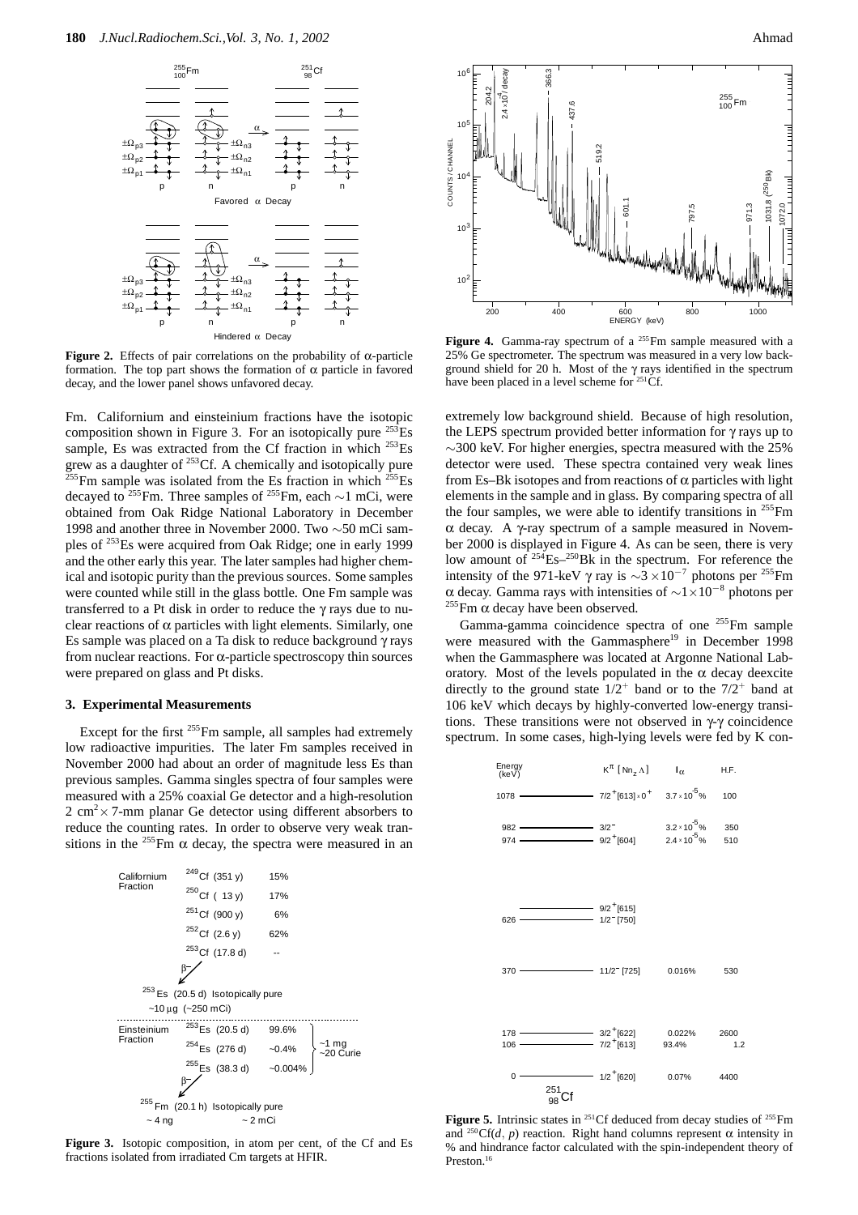**Figure 2.** Effects of pair correlations on the probability of α-particle formation. The top part shows the formation of α particle in favored decay, and the lower panel shows unfavored decay.

Fm. Californium and einsteinium fractions have the isotopic composition shown in Figure 3. For an isotopically pure $^{253}$Es sample, Es was extracted from the Cf fraction in which $^{253}$Es grew as a daughter of $^{253}$Cf. A chemically and isotopically pure $^{255}$Fm sample was isolated from the Es fraction in which $^{255}$Es decayed to $^{255}$Fm. Three samples of $^{255}$Fm, each ~1 mCi, were obtained from Oak Ridge National Laboratory in December 1998 and another three in November 2000. Two ~50 mCi samples of $^{253}$Es were acquired from Oak Ridge; one in early 1999 and the other early this year. The later samples had higher chemical and isotopic purity than the previous sources. Some samples were counted while still in the glass bottle. One Fm sample was transferred to a Pt disk in order to reduce the γ rays due to nuclear reactions of α particles with light elements. Similarly, one Es sample was placed on a Ta disk to reduce background γ rays from nuclear reactions. For α-particle spectroscopy thin sources were prepared on glass and Pt disks.

### 3. Experimental Measurements

Except for the first $^{255}$Fm sample, all samples had extremely low radioactive impurities. The later Fm samples received in November 2000 had about an order of magnitude less Es than previous samples. Gamma singles spectra of four samples were measured with a 25% coaxial Ge detector and a high-resolution 2 cm$^2$ × 7-mm planar Ge detector using different absorbers to reduce the counting rates. In order to observe very weak transitions in the $^{255}$Fm α decay, the spectra were measured in an extremely low background shield. Because of high resolution, the LEPS spectrum provided better information for γ rays up to ~300 keV. For higher energies, spectra measured with the 25% detector were used. These spectra contained very weak lines from Es–Bk isotopes and from reactions of α particles with light elements in the sample and in glass. By comparing spectra of all the four samples, we were able to identify transitions in $^{255}$Fm α decay. A γ-ray spectrum of a sample measured in November 2000 is displayed in Figure 4. As can be seen, there is very low amount of $^{254}$Es–$^{250}$Bk in the spectrum. For reference the intensity of the 971-keV γ ray is ~$3 \times 10^{-7}$ photons per $^{255}$Fm α decay. Gamma rays with intensities of ~$1 \times 10^{-8}$ photons per $^{255}$Fm α decay have been observed.

Gamma-gamma coincidence spectra of one $^{255}$Fm sample were measured with the Gammasphere[19] in December 1998 when the Gammasphere was located at Argonne National Laboratory. Most of the levels populated in the α decay deexcite directly to the ground state 1/2$^+$ band or to the 7/2$^+$ band at 106 keV which decays by highly-converted low-energy transitions. These transitions were not observed in γ-γ coincidence spectrum. In some cases, high-lying levels were fed by K con-

**Figure 3.** Isotopic composition, in atom per cent, of the Cf and Es fractions isolated from irradiated Cm targets at HFIR.

**Figure 4.** Gamma-ray spectrum of a $^{255}$Fm sample measured with a 25% Ge spectrometer. The spectrum was measured in a very low background shield for 20 h. Most of the γ rays identified in the spectrum have been placed in a level scheme for $^{251}$Cf.

**Figure 5.** Intrinsic states in $^{251}$Cf deduced from decay studies of $^{255}$Fm and $^{250}$Cf(*d*, *p*) reaction. Right hand columns represent α intensity in % and hindrance factor calculated with the spin-independent theory of Preston.[16]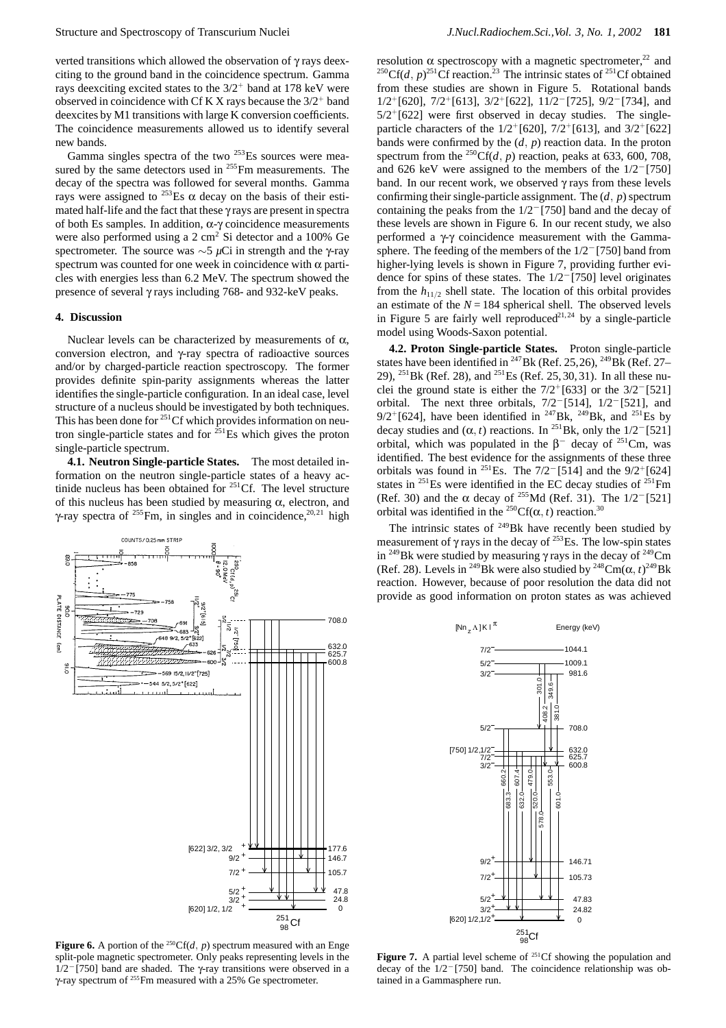verted transitions which allowed the observation of γ rays deexciting to the ground band in the coincidence spectrum. Gamma rays deexciting excited states to the $3/2^+$ band at 178 keV were observed in coincidence with Cf K X rays because the $3/2^+$ band deexcites by M1 transitions with large K conversion coefficients. The coincidence measurements allowed us to identify several new bands.

Gamma singles spectra of the two $^{253}$Es sources were measured by the same detectors used in $^{255}$Fm measurements. The decay of the spectra was followed for several months. Gamma rays were assigned to $^{253}$Es α decay on the basis of their estimated half-life and the fact that these γ rays are present in spectra of both Es samples. In addition, α-γ coincidence measurements were also performed using a 2 cm$^2$ Si detector and a 100% Ge spectrometer. The source was ~5 μCi in strength and the γ-ray spectrum was counted for one week in coincidence with α particles with energies less than 6.2 MeV. The spectrum showed the presence of several γ rays including 768- and 932-keV peaks.

#### 4. Discussion

Nuclear levels can be characterized by measurements of α, conversion electron, and γ-ray spectra of radioactive sources and/or by charged-particle reaction spectroscopy. The former provides definite spin-parity assignments whereas the latter identifies the single-particle configuration. In an ideal case, level structure of a nucleus should be investigated by both techniques. This has been done for $^{251}$Cf which provides information on neutron single-particle states and for $^{251}$Es which gives the proton single-particle spectrum.

**4.1. Neutron Single-particle States.** The most detailed information on the neutron single-particle states of a heavy actinide nucleus has been obtained for $^{251}$Cf. The level structure of this nucleus has been studied by measuring α, electron, and γ-ray spectra of $^{255}$Fm, in singles and in coincidence,[20,21] high resolution α spectroscopy with a magnetic spectrometer,[22] and $^{250}$Cf($d$, $p$)$^{251}$Cf reaction.[23] The intrinsic states of $^{251}$Cf obtained from these studies are shown in Figure 5. Rotational bands $1/2^+$[620], $7/2^+$[613], $3/2^+$[622], $11/2^-$[725], $9/2^-$[734], and $5/2^+$[622] were first observed in decay studies. The single-particle characters of the $1/2^+$[620], $7/2^+$[613], and $3/2^+$[622] bands were confirmed by the ($d$, $p$) reaction data. In the proton spectrum from the $^{250}$Cf($d$, $p$) reaction, peaks at 633, 600, 708, and 626 keV were assigned to the members of the $1/2^-$[750] band. In our recent work, we observed γ rays from these levels confirming their single-particle assignment. The ($d$, $p$) spectrum containing the peaks from the $1/2^-$[750] band and the decay of these levels are shown in Figure 6. In our recent study, we also performed a γ-γ coincidence measurement with the Gammasphere. The feeding of the members of the $1/2^-$[750] band from higher-lying levels is shown in Figure 7, providing further evidence for spins of these states. The $1/2^-$[750] level originates from the $h_{11/2}$ shell state. The location of this orbital provides an estimate of the $N = 184$ spherical shell. The observed levels in Figure 5 are fairly well reproduced[21,24] by a single-particle model using Woods-Saxon potential.

**Figure 6.** A portion of the $^{250}$Cf($d$, $p$) spectrum measured with an Enge split-pole magnetic spectrometer. Only peaks representing levels in the $1/2^-$[750] band are shaded. The γ-ray transitions were observed in a γ-ray spectrum of $^{255}$Fm measured with a 25% Ge spectrometer.

**4.2. Proton Single-particle States.** Proton single-particle states have been identified in $^{247}$Bk (Ref. 25,26), $^{249}$Bk (Ref. 27–29), $^{251}$Bk (Ref. 28), and $^{251}$Es (Ref. 25, 30, 31). In all these nuclei the ground state is either the $7/2^+$[633] or the $3/2^-$[521] orbital. The next three orbitals, $7/2^-$[514], $1/2^-$[521], and $9/2^+$[624], have been identified in $^{247}$Bk, $^{249}$Bk, and $^{251}$Es by decay studies and (α, $t$) reactions. In $^{251}$Bk, only the $1/2^-$[521] orbital, which was populated in the β$^-$ decay of $^{251}$Cm, was identified. The best evidence for the assignments of these three orbitals was found in $^{251}$Es. The $7/2^-$[514] and the $9/2^+$[624] states in $^{251}$Es were identified in the EC decay studies of $^{251}$Fm (Ref. 30) and the α decay of $^{255}$Md (Ref. 31). The $1/2^-$[521] orbital was identified in the $^{250}$Cf(α, $t$) reaction.[30]

The intrinsic states of $^{249}$Bk have recently been studied by measurement of γ rays in the decay of $^{253}$Es. The low-spin states in $^{249}$Bk were studied by measuring γ rays in the decay of $^{249}$Cm (Ref. 28). Levels in $^{249}$Bk were also studied by $^{248}$Cm(α, $t$)$^{249}$Bk reaction. However, because of poor resolution the data did not provide as good information on proton states as was achieved

**Figure 7.** A partial level scheme of $^{251}$Cf showing the population and decay of the $1/2^-$[750] band. The coincidence relationship was obtained in a Gammasphere run.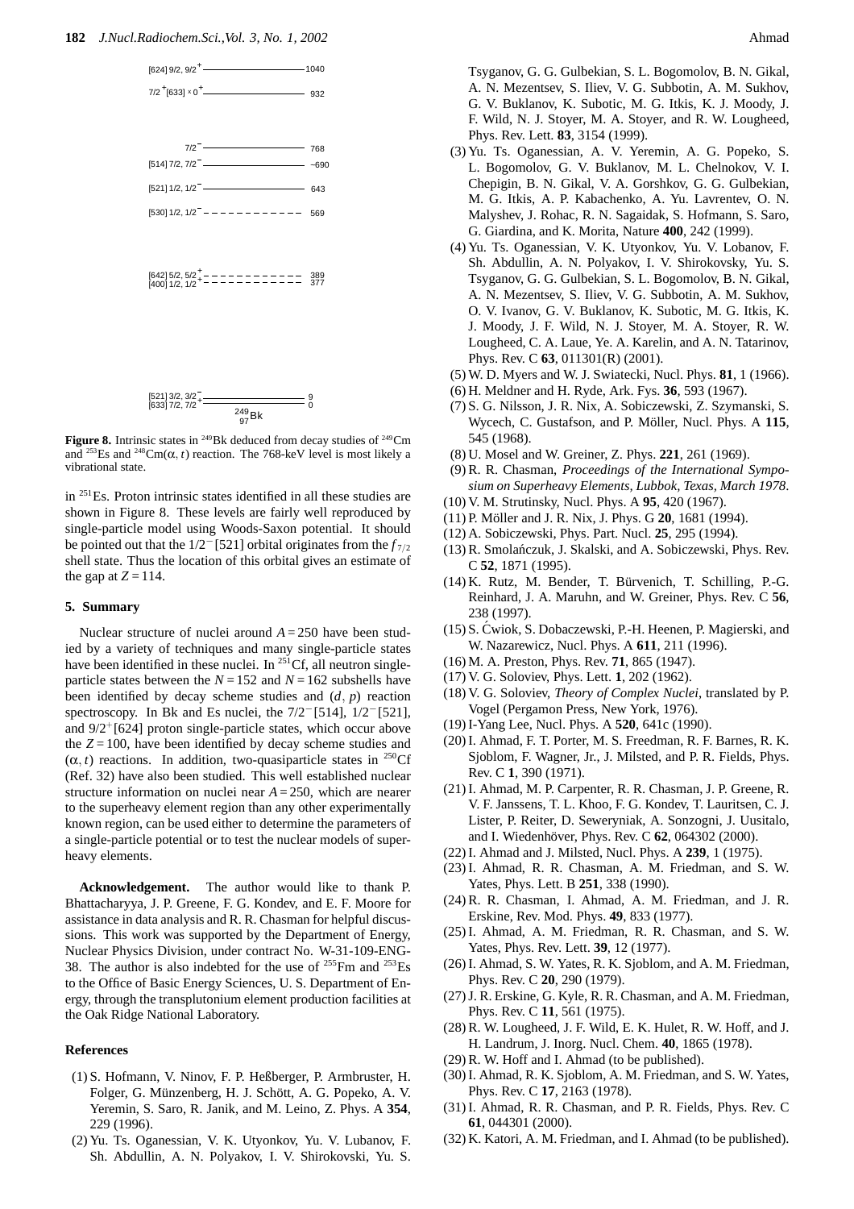[624] 9/2, 9/2$^+$ 1040

7/2$^+$[633] × 0$^+$ 932

7/2$^-$ 768

[514] 7/2, 7/2$^-$ ~690

[521] 1/2, 1/2$^-$ 643

[530] 1/2, 1/2$^-$ 569

[642] 5/2, 5/2$^+$ 389

[400] 1/2, 1/2$^+$ 377

[521] 3/2, 3/2$^-$ 9

[633] 7/2, 7/2$^+$ 0

$^{249}_{97}$Bk

**Figure 8.** Intrinsic states in $^{249}$Bk deduced from decay studies of $^{249}$Cm and $^{253}$Es and $^{248}$Cm($\alpha, t$) reaction. The 768-keV level is most likely a vibrational state.

in $^{251}$Es. Proton intrinsic states identified in all these studies are shown in Figure 8. These levels are fairly well reproduced by single-particle model using Woods-Saxon potential. It should be pointed out that the 1/2$^-$[521] orbital originates from the $f_{7/2}$ shell state. Thus the location of this orbital gives an estimate of the gap at $Z = 114$.

## 5. Summary

Nuclear structure of nuclei around $A = 250$ have been studied by a variety of techniques and many single-particle states have been identified in these nuclei. In $^{251}$Cf, all neutron single-particle states between the $N = 152$ and $N = 162$ subshells have been identified by decay scheme studies and ($d, p$) reaction spectroscopy. In Bk and Es nuclei, the 7/2$^-$[514], 1/2$^-$[521], and 9/2$^+$[624] proton single-particle states, which occur above the $Z = 100$, have been identified by decay scheme studies and ($\alpha, t$) reactions. In addition, two-quasiparticle states in $^{250}$Cf (Ref. 32) have also been studied. This well established nuclear structure information on nuclei near $A = 250$, which are nearer to the superheavy element region than any other experimentally known region, can be used either to determine the parameters of a single-particle potential or to test the nuclear models of superheavy elements.

**Acknowledgement.** The author would like to thank P. Bhattacharyya, J. P. Greene, F. G. Kondev, and E. F. Moore for assistance in data analysis and R. R. Chasman for helpful discussions. This work was supported by the Department of Energy, Nuclear Physics Division, under contract No. W-31-109-ENG-38. The author is also indebted for the use of $^{255}$Fm and $^{253}$Es to the Office of Basic Energy Sciences, U. S. Department of Energy, through the transplutonium element production facilities at the Oak Ridge National Laboratory.

## References

(1) S. Hofmann, V. Ninov, F. P. Heßberger, P. Armbruster, H. Folger, G. Münzenberg, H. J. Schött, A. G. Popeko, A. V. Yeremin, S. Saro, R. Janik, and M. Leino, Z. Phys. A **354**, 229 (1996).

(2) Yu. Ts. Oganessian, V. K. Utyonkov, Yu. V. Lubanov, F. Sh. Abdullin, A. N. Polyakov, I. V. Shirokovski, Yu. S. Tsyganov, G. G. Gulbekian, S. L. Bogomolov, B. N. Gikal, A. N. Mezentsev, S. Iliev, V. G. Subbotin, A. M. Sukhov, G. V. Buklanov, K. Subotic, M. G. Itkis, K. J. Moody, J. F. Wild, N. J. Stoyer, M. A. Stoyer, and R. W. Lougheed, Phys. Rev. Lett. **83**, 3154 (1999).

(3) Yu. Ts. Oganessian, A. V. Yeremin, A. G. Popeko, S. L. Bogomolov, G. V. Buklanov, M. L. Chelnokov, V. I. Chepigin, B. N. Gikal, V. A. Gorshkov, G. G. Gulbekian, M. G. Itkis, A. P. Kabachenko, A. Yu. Lavrentev, O. N. Malyshev, J. Rohac, R. N. Sagaidak, S. Hofmann, S. Saro, G. Giardina, and K. Morita, Nature **400**, 242 (1999).

(4) Yu. Ts. Oganessian, V. K. Utyonkov, Yu. V. Lobanov, F. Sh. Abdullin, A. N. Polyakov, I. V. Shirokovsky, Yu. S. Tsyganov, G. G. Gulbekian, S. L. Bogomolov, B. N. Gikal, A. N. Mezentsev, S. Iliev, V. G. Subbotin, A. M. Sukhov, O. V. Ivanov, G. V. Buklanov, K. Subotic, M. G. Itkis, K. J. Moody, J. F. Wild, N. J. Stoyer, M. A. Stoyer, R. W. Lougheed, C. A. Laue, Ye. A. Karelin, and A. N. Tatarinov, Phys. Rev. C **63**, 011301(R) (2001).

(5) W. D. Myers and W. J. Swiatecki, Nucl. Phys. **81**, 1 (1966).

(6) H. Meldner and H. Ryde, Ark. Fys. **36**, 593 (1967).

(7) S. G. Nilsson, J. R. Nix, A. Sobiczewski, Z. Szymanski, S. Wycech, C. Gustafson, and P. Möller, Nucl. Phys. A **115**, 545 (1968).

(8) U. Mosel and W. Greiner, Z. Phys. **221**, 261 (1969).

(9) R. R. Chasman, *Proceedings of the International Symposium on Superheavy Elements, Lubbok, Texas, March 1978*.

(10) V. M. Strutinsky, Nucl. Phys. A **95**, 420 (1967).

(11) P. Möller and J. R. Nix, J. Phys. G **20**, 1681 (1994).

(12) A. Sobiczewski, Phys. Part. Nucl. **25**, 295 (1994).

(13) R. Smolańczuk, J. Skalski, and A. Sobiczewski, Phys. Rev. C **52**, 1871 (1995).

(14) K. Rutz, M. Bender, T. Bürvenich, T. Schilling, P.-G. Reinhard, J. A. Maruhn, and W. Greiner, Phys. Rev. C **56**, 238 (1997).

(15) S. Ćwiok, S. Dobaczewski, P.-H. Heenen, P. Magierski, and W. Nazarewicz, Nucl. Phys. A **611**, 211 (1996).

(16) M. A. Preston, Phys. Rev. **71**, 865 (1947).

(17) V. G. Soloviev, Phys. Lett. **1**, 202 (1962).

(18) V. G. Soloviev, *Theory of Complex Nuclei*, translated by P. Vogel (Pergamon Press, New York, 1976).

(19) I-Yang Lee, Nucl. Phys. A **520**, 641c (1990).

(20) I. Ahmad, F. T. Porter, M. S. Freedman, R. F. Barnes, R. K. Sjoblom, F. Wagner, Jr., J. Milsted, and P. R. Fields, Phys. Rev. C **1**, 390 (1971).

(21) I. Ahmad, M. P. Carpenter, R. R. Chasman, J. P. Greene, R. V. F. Janssens, T. L. Khoo, F. G. Kondev, T. Lauritsen, C. J. Lister, P. Reiter, D. Seweryniak, A. Sonzogni, J. Uusitalo, and I. Wiedenhöver, Phys. Rev. C **62**, 064302 (2000).

(22) I. Ahmad and J. Milsted, Nucl. Phys. A **239**, 1 (1975).

(23) I. Ahmad, R. R. Chasman, A. M. Friedman, and S. W. Yates, Phys. Lett. B **251**, 338 (1990).

(24) R. R. Chasman, I. Ahmad, A. M. Friedman, and J. R. Erskine, Rev. Mod. Phys. **49**, 833 (1977).

(25) I. Ahmad, A. M. Friedman, R. R. Chasman, and S. W. Yates, Phys. Rev. Lett. **39**, 12 (1977).

(26) I. Ahmad, S. W. Yates, R. K. Sjoblom, and A. M. Friedman, Phys. Rev. C **20**, 290 (1979).

(27) J. R. Erskine, G. Kyle, R. R. Chasman, and A. M. Friedman, Phys. Rev. C **11**, 561 (1975).

(28) R. W. Lougheed, J. F. Wild, E. K. Hulet, R. W. Hoff, and J. H. Landrum, J. Inorg. Nucl. Chem. **40**, 1865 (1978).

(29) R. W. Hoff and I. Ahmad (to be published).

(30) I. Ahmad, R. K. Sjoblom, A. M. Friedman, and S. W. Yates, Phys. Rev. C **17**, 2163 (1978).

(31) I. Ahmad, R. R. Chasman, and P. R. Fields, Phys. Rev. C **61**, 044301 (2000).

(32) K. Katori, A. M. Friedman, and I. Ahmad (to be published).